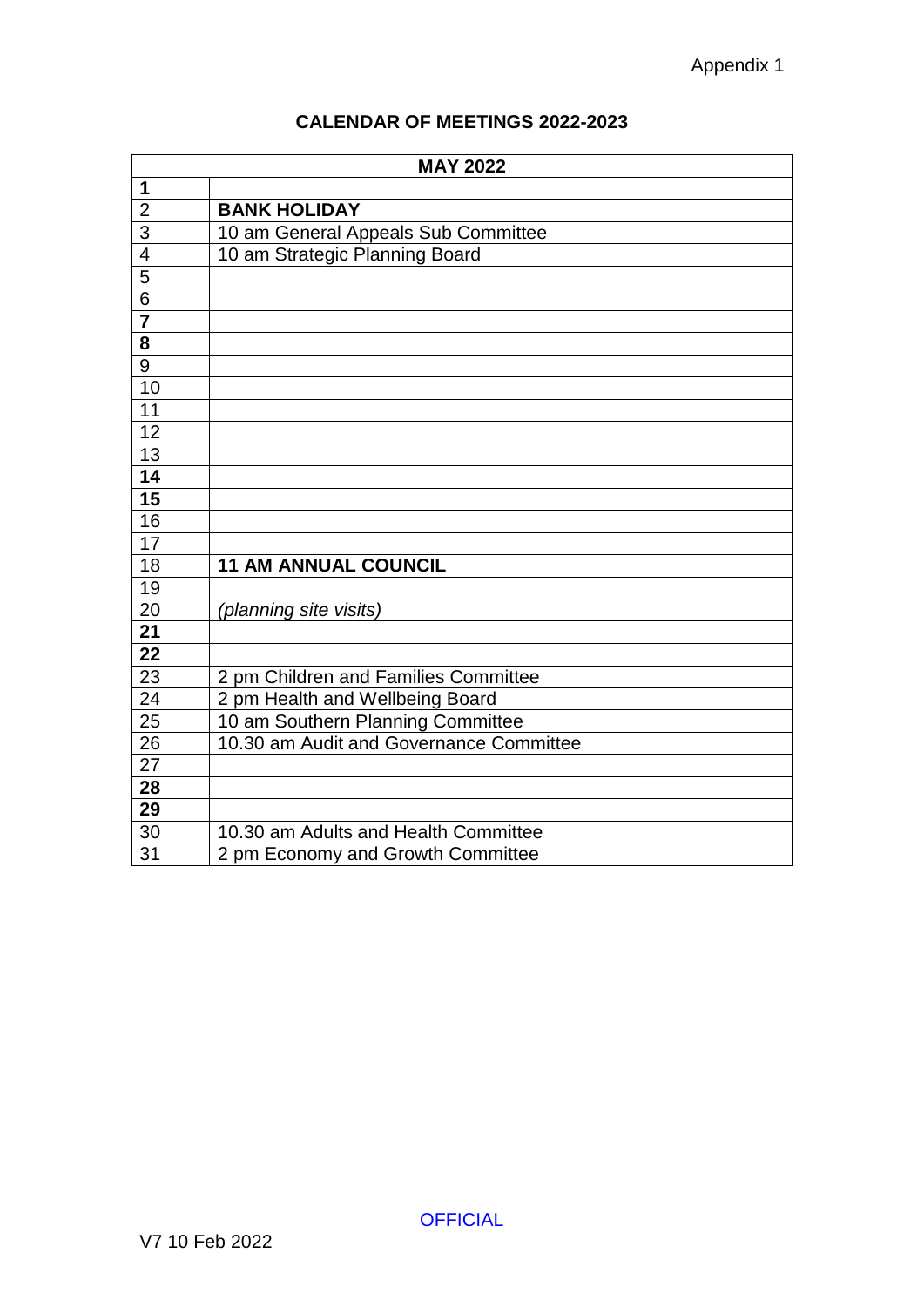Appendix 1

## CALENDAR OF MEETINGS 2022-2023

| MAY 2022 | |
|---|---|
| **1** | |
| 2 | **BANK HOLIDAY** |
| 3 | 10 am General Appeals Sub Committee |
| 4 | 10 am Strategic Planning Board |
| 5 | |
| 6 | |
| **7** | |
| **8** | |
| 9 | |
| 10 | |
| 11 | |
| 12 | |
| 13 | |
| **14** | |
| **15** | |
| 16 | |
| 17 | |
| 18 | **11 AM ANNUAL COUNCIL** |
| 19 | |
| 20 | *(planning site visits)* |
| **21** | |
| **22** | |
| 23 | 2 pm Children and Families Committee |
| 24 | 2 pm Health and Wellbeing Board |
| 25 | 10 am Southern Planning Committee |
| 26 | 10.30 am Audit and Governance Committee |
| 27 | |
| **28** | |
| **29** | |
| 30 | 10.30 am Adults and Health Committee |
| 31 | 2 pm Economy and Growth Committee |

OFFICIAL

V7 10 Feb 2022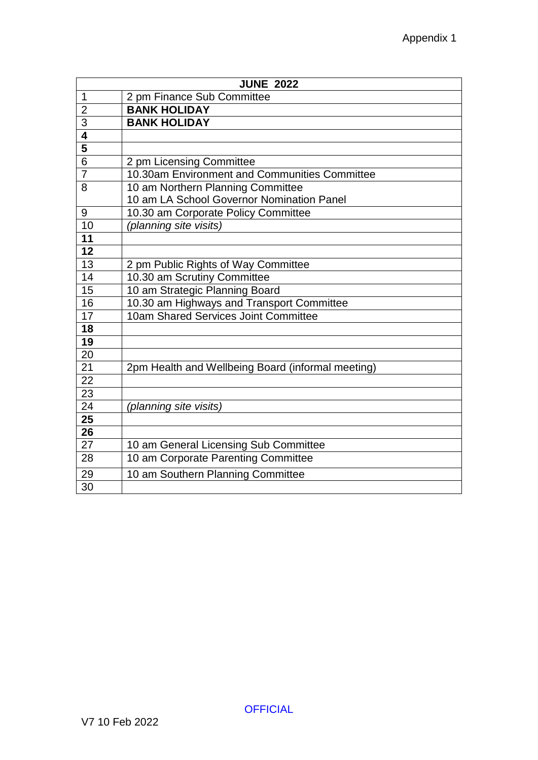Appendix 1

| JUNE 2022 | |
|---|---|
| 1 | 2 pm Finance Sub Committee |
| 2 | **BANK HOLIDAY** |
| 3 | **BANK HOLIDAY** |
| **4** | |
| **5** | |
| 6 | 2 pm Licensing Committee |
| 7 | 10.30am Environment and Communities Committee |
| 8 | 10 am Northern Planning Committee<br>10 am LA School Governor Nomination Panel |
| 9 | 10.30 am Corporate Policy Committee |
| 10 | *(planning site visits)* |
| **11** | |
| **12** | |
| 13 | 2 pm Public Rights of Way Committee |
| 14 | 10.30 am Scrutiny Committee |
| 15 | 10 am Strategic Planning Board |
| 16 | 10.30 am Highways and Transport Committee |
| 17 | 10am Shared Services Joint Committee |
| **18** | |
| **19** | |
| 20 | |
| 21 | 2pm Health and Wellbeing Board (informal meeting) |
| 22 | |
| 23 | |
| 24 | *(planning site visits)* |
| **25** | |
| **26** | |
| 27 | 10 am General Licensing Sub Committee |
| 28 | 10 am Corporate Parenting Committee |
| 29 | 10 am Southern Planning Committee |
| 30 | |

OFFICIAL

V7 10 Feb 2022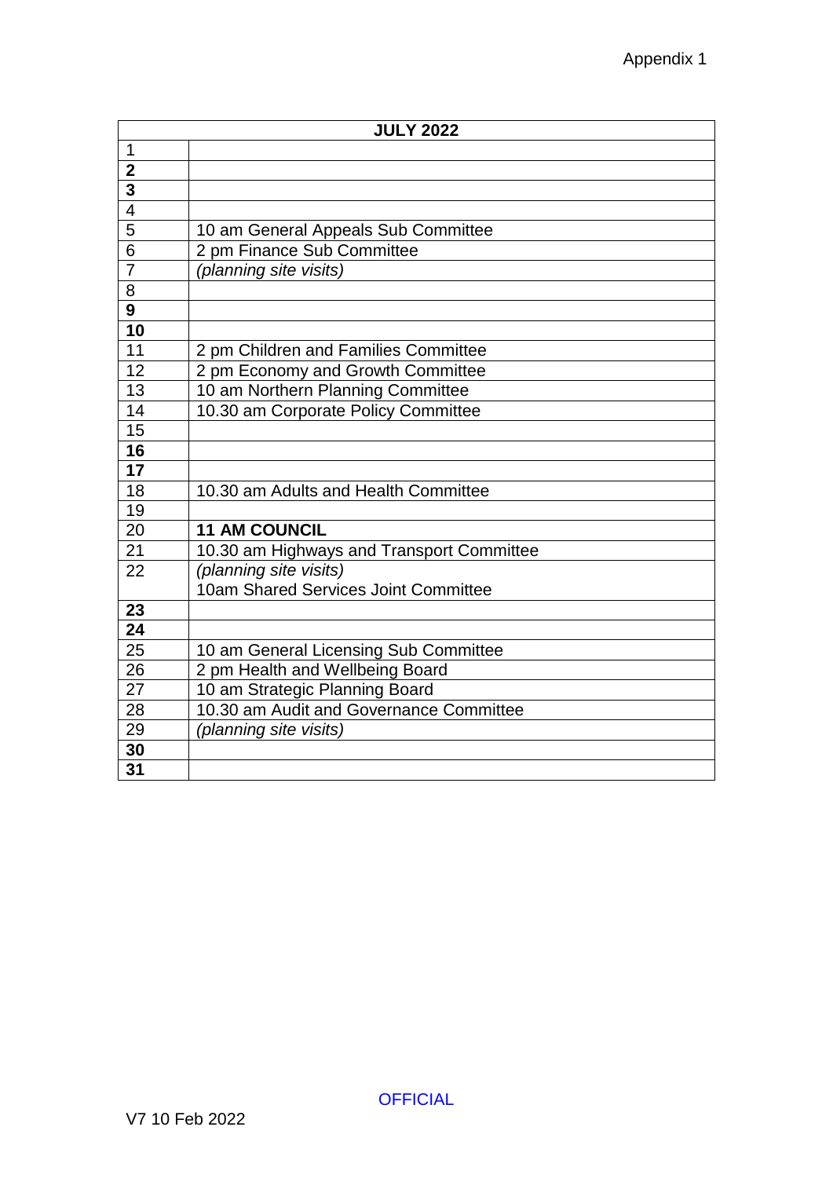Appendix 1

| JULY 2022 | |
|---|---|
| 1 | |
| **2** | |
| **3** | |
| 4 | |
| 5 | 10 am General Appeals Sub Committee |
| 6 | 2 pm Finance Sub Committee |
| 7 | *(planning site visits)* |
| 8 | |
| **9** | |
| **10** | |
| 11 | 2 pm Children and Families Committee |
| 12 | 2 pm Economy and Growth Committee |
| 13 | 10 am Northern Planning Committee |
| 14 | 10.30 am Corporate Policy Committee |
| 15 | |
| **16** | |
| **17** | |
| 18 | 10.30 am Adults and Health Committee |
| 19 | |
| 20 | **11 AM COUNCIL** |
| 21 | 10.30 am Highways and Transport Committee |
| 22 | *(planning site visits)*<br>10am Shared Services Joint Committee |
| **23** | |
| **24** | |
| 25 | 10 am General Licensing Sub Committee |
| 26 | 2 pm Health and Wellbeing Board |
| 27 | 10 am Strategic Planning Board |
| 28 | 10.30 am Audit and Governance Committee |
| 29 | *(planning site visits)* |
| **30** | |
| **31** | |

OFFICIAL

V7 10 Feb 2022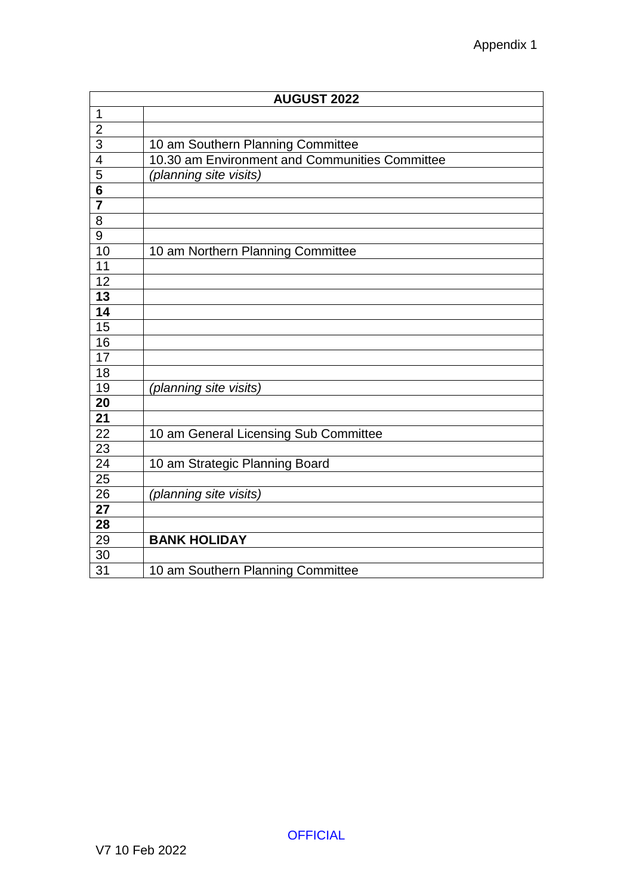Appendix 1

| AUGUST 2022 | |
|---|---|
| 1 | |
| 2 | |
| 3 | 10 am Southern Planning Committee |
| 4 | 10.30 am Environment and Communities Committee |
| 5 | *(planning site visits)* |
| **6** | |
| **7** | |
| 8 | |
| 9 | |
| 10 | 10 am Northern Planning Committee |
| 11 | |
| 12 | |
| **13** | |
| **14** | |
| 15 | |
| 16 | |
| 17 | |
| 18 | |
| 19 | *(planning site visits)* |
| **20** | |
| **21** | |
| 22 | 10 am General Licensing Sub Committee |
| 23 | |
| 24 | 10 am Strategic Planning Board |
| 25 | |
| 26 | *(planning site visits)* |
| **27** | |
| **28** | |
| 29 | **BANK HOLIDAY** |
| 30 | |
| 31 | 10 am Southern Planning Committee |

OFFICIAL

V7 10 Feb 2022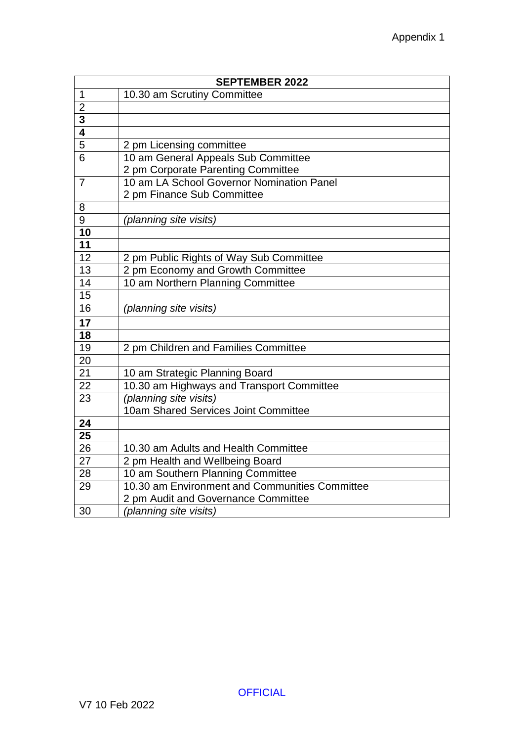Appendix 1

| SEPTEMBER 2022 | |
|---|---|
| 1 | 10.30 am Scrutiny Committee |
| 2 | |
| **3** | |
| **4** | |
| 5 | 2 pm Licensing committee |
| 6 | 10 am General Appeals Sub Committee<br>2 pm Corporate Parenting Committee |
| 7 | 10 am LA School Governor Nomination Panel<br>2 pm Finance Sub Committee |
| 8 | |
| 9 | *(planning site visits)* |
| **10** | |
| **11** | |
| 12 | 2 pm Public Rights of Way Sub Committee |
| 13 | 2 pm Economy and Growth Committee |
| 14 | 10 am Northern Planning Committee |
| 15 | |
| 16 | *(planning site visits)* |
| **17** | |
| **18** | |
| 19 | 2 pm Children and Families Committee |
| 20 | |
| 21 | 10 am Strategic Planning Board |
| 22 | 10.30 am Highways and Transport Committee |
| 23 | *(planning site visits)*<br>10am Shared Services Joint Committee |
| **24** | |
| **25** | |
| 26 | 10.30 am Adults and Health Committee |
| 27 | 2 pm Health and Wellbeing Board |
| 28 | 10 am Southern Planning Committee |
| 29 | 10.30 am Environment and Communities Committee<br>2 pm Audit and Governance Committee |
| 30 | *(planning site visits)* |

OFFICIAL

V7 10 Feb 2022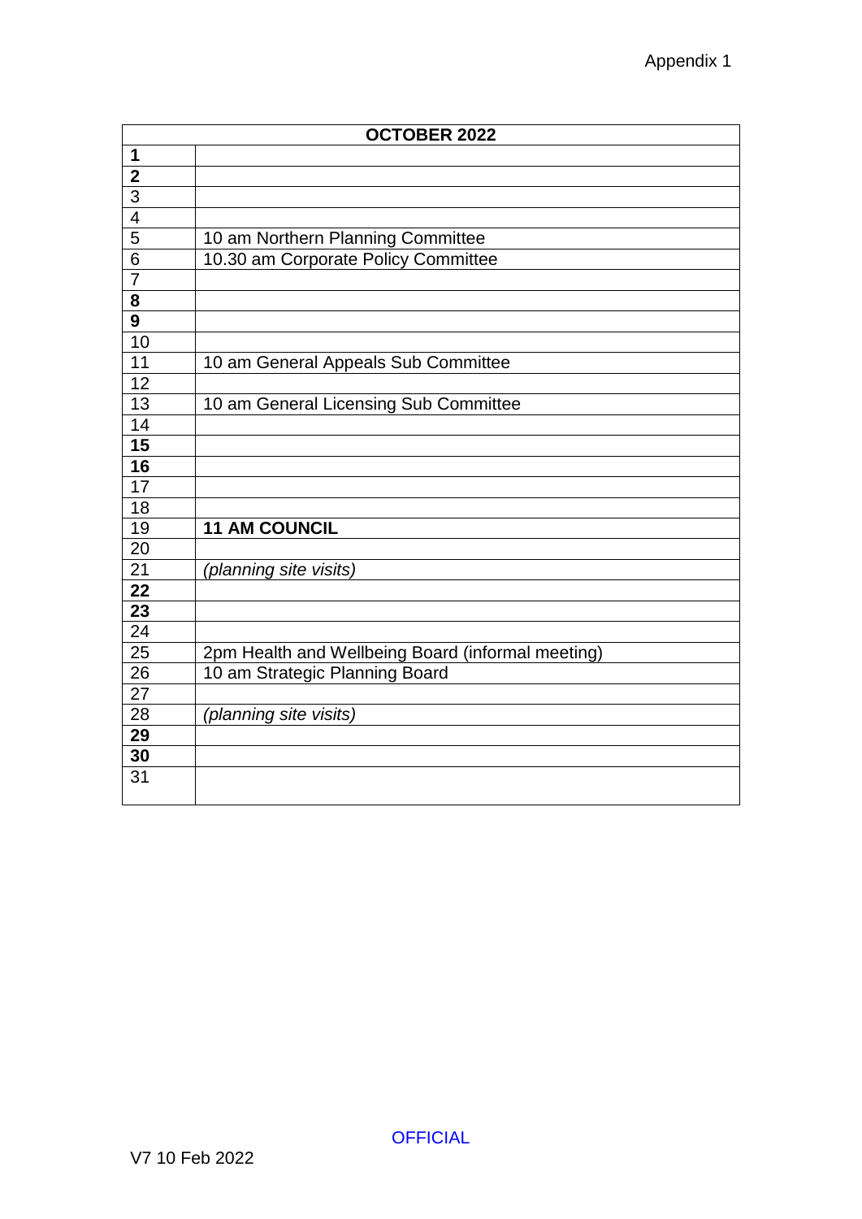Appendix 1

| OCTOBER 2022 | |
|---|---|
| **1** | |
| **2** | |
| 3 | |
| 4 | |
| 5 | 10 am Northern Planning Committee |
| 6 | 10.30 am Corporate Policy Committee |
| 7 | |
| **8** | |
| **9** | |
| 10 | |
| 11 | 10 am General Appeals Sub Committee |
| 12 | |
| 13 | 10 am General Licensing Sub Committee |
| 14 | |
| **15** | |
| **16** | |
| 17 | |
| 18 | |
| 19 | **11 AM COUNCIL** |
| 20 | |
| 21 | *(planning site visits)* |
| **22** | |
| **23** | |
| 24 | |
| 25 | 2pm Health and Wellbeing Board (informal meeting) |
| 26 | 10 am Strategic Planning Board |
| 27 | |
| 28 | *(planning site visits)* |
| **29** | |
| **30** | |
| 31 | |

OFFICIAL

V7 10 Feb 2022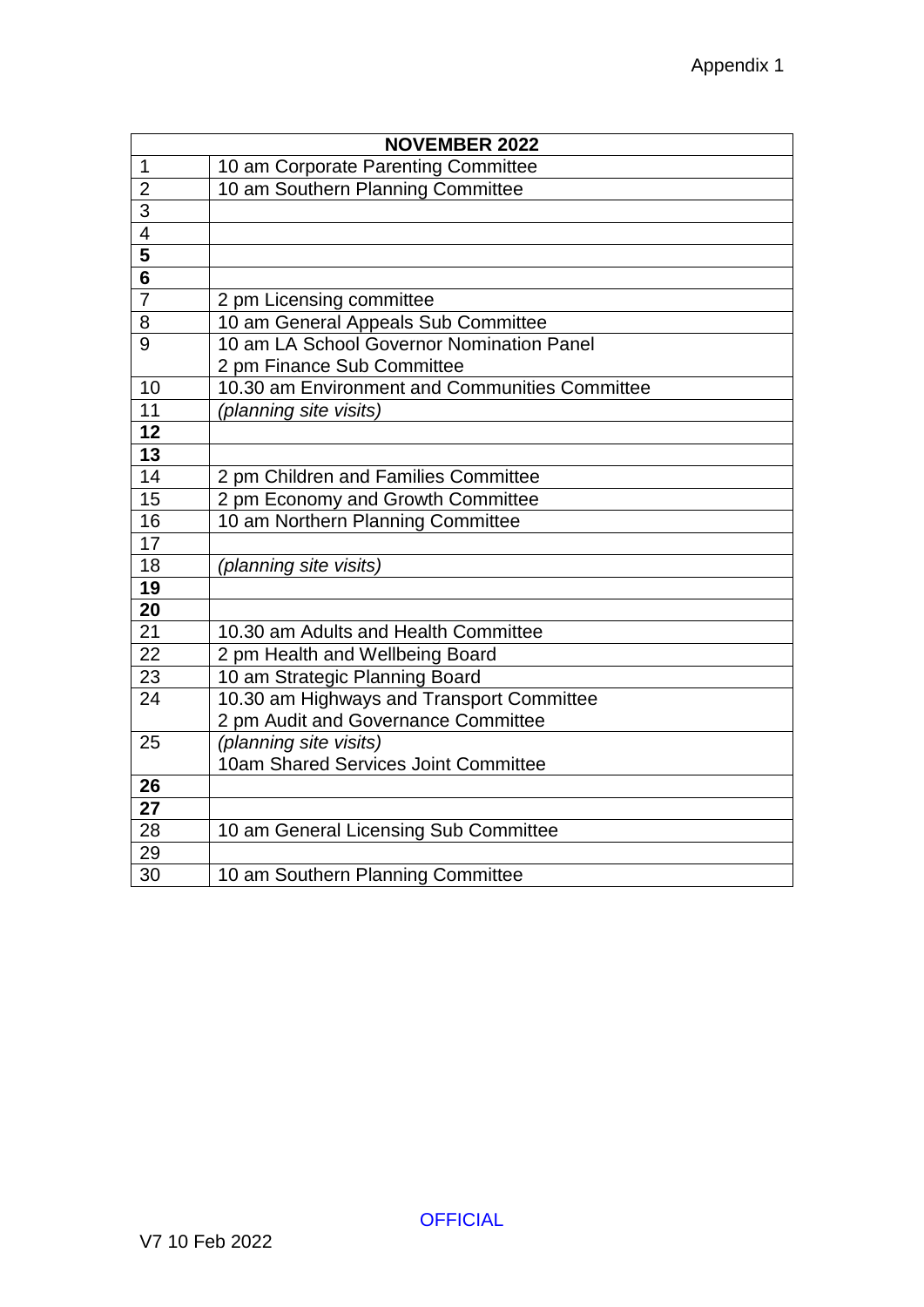Appendix 1

| NOVEMBER 2022 | |
|---|---|
| 1 | 10 am Corporate Parenting Committee |
| 2 | 10 am Southern Planning Committee |
| 3 | |
| 4 | |
| **5** | |
| **6** | |
| 7 | 2 pm Licensing committee |
| 8 | 10 am General Appeals Sub Committee |
| 9 | 10 am LA School Governor Nomination Panel<br>2 pm Finance Sub Committee |
| 10 | 10.30 am Environment and Communities Committee |
| 11 | *(planning site visits)* |
| **12** | |
| **13** | |
| 14 | 2 pm Children and Families Committee |
| 15 | 2 pm Economy and Growth Committee |
| 16 | 10 am Northern Planning Committee |
| 17 | |
| 18 | *(planning site visits)* |
| **19** | |
| **20** | |
| 21 | 10.30 am Adults and Health Committee |
| 22 | 2 pm Health and Wellbeing Board |
| 23 | 10 am Strategic Planning Board |
| 24 | 10.30 am Highways and Transport Committee<br>2 pm Audit and Governance Committee |
| 25 | *(planning site visits)*<br>10am Shared Services Joint Committee |
| **26** | |
| **27** | |
| 28 | 10 am General Licensing Sub Committee |
| 29 | |
| 30 | 10 am Southern Planning Committee |

OFFICIAL

V7 10 Feb 2022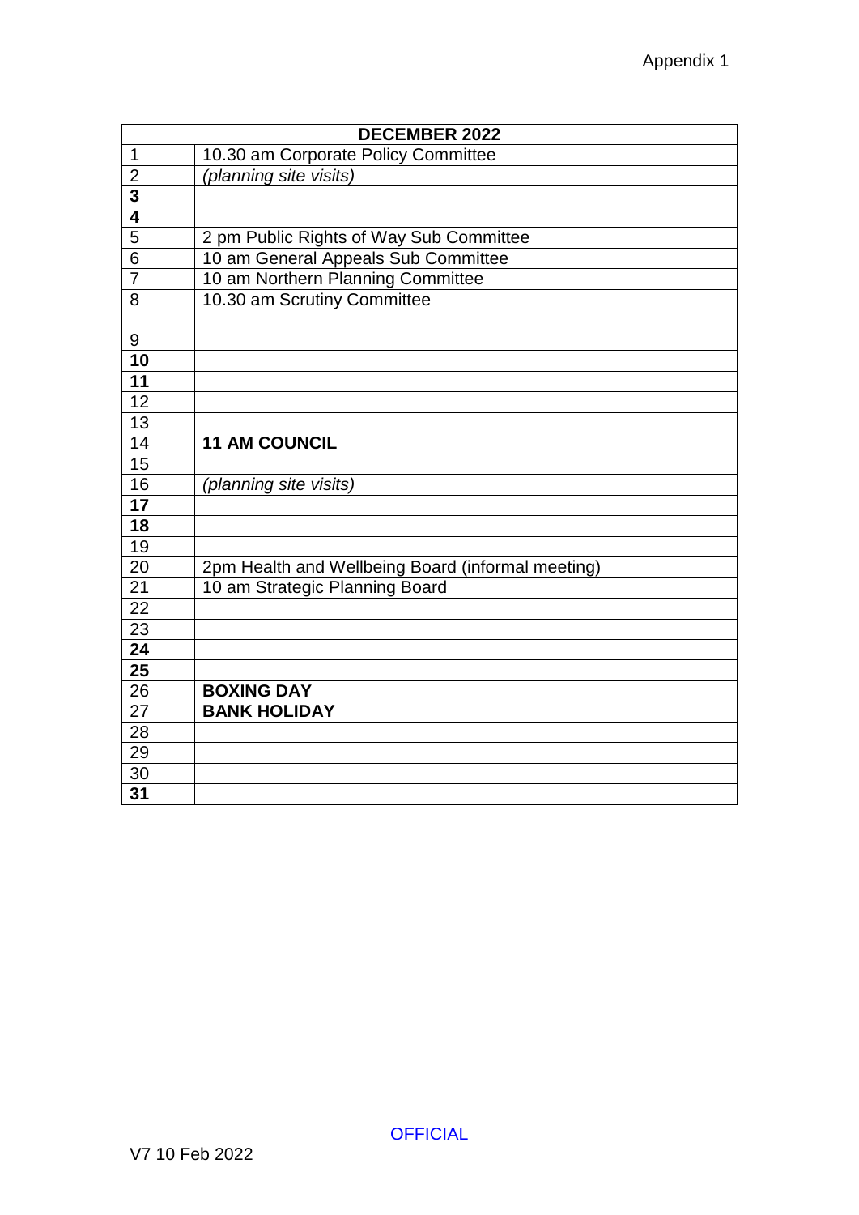Appendix 1

| DECEMBER 2022 | |
|---|---|
| 1 | 10.30 am Corporate Policy Committee |
| 2 | *(planning site visits)* |
| **3** | |
| **4** | |
| 5 | 2 pm Public Rights of Way Sub Committee |
| 6 | 10 am General Appeals Sub Committee |
| 7 | 10 am Northern Planning Committee |
| 8 | 10.30 am Scrutiny Committee |
| 9 | |
| **10** | |
| **11** | |
| 12 | |
| 13 | |
| 14 | **11 AM COUNCIL** |
| 15 | |
| 16 | *(planning site visits)* |
| **17** | |
| **18** | |
| 19 | |
| 20 | 2pm Health and Wellbeing Board (informal meeting) |
| 21 | 10 am Strategic Planning Board |
| 22 | |
| 23 | |
| **24** | |
| **25** | |
| 26 | **BOXING DAY** |
| 27 | **BANK HOLIDAY** |
| 28 | |
| 29 | |
| 30 | |
| **31** | |

OFFICIAL

V7 10 Feb 2022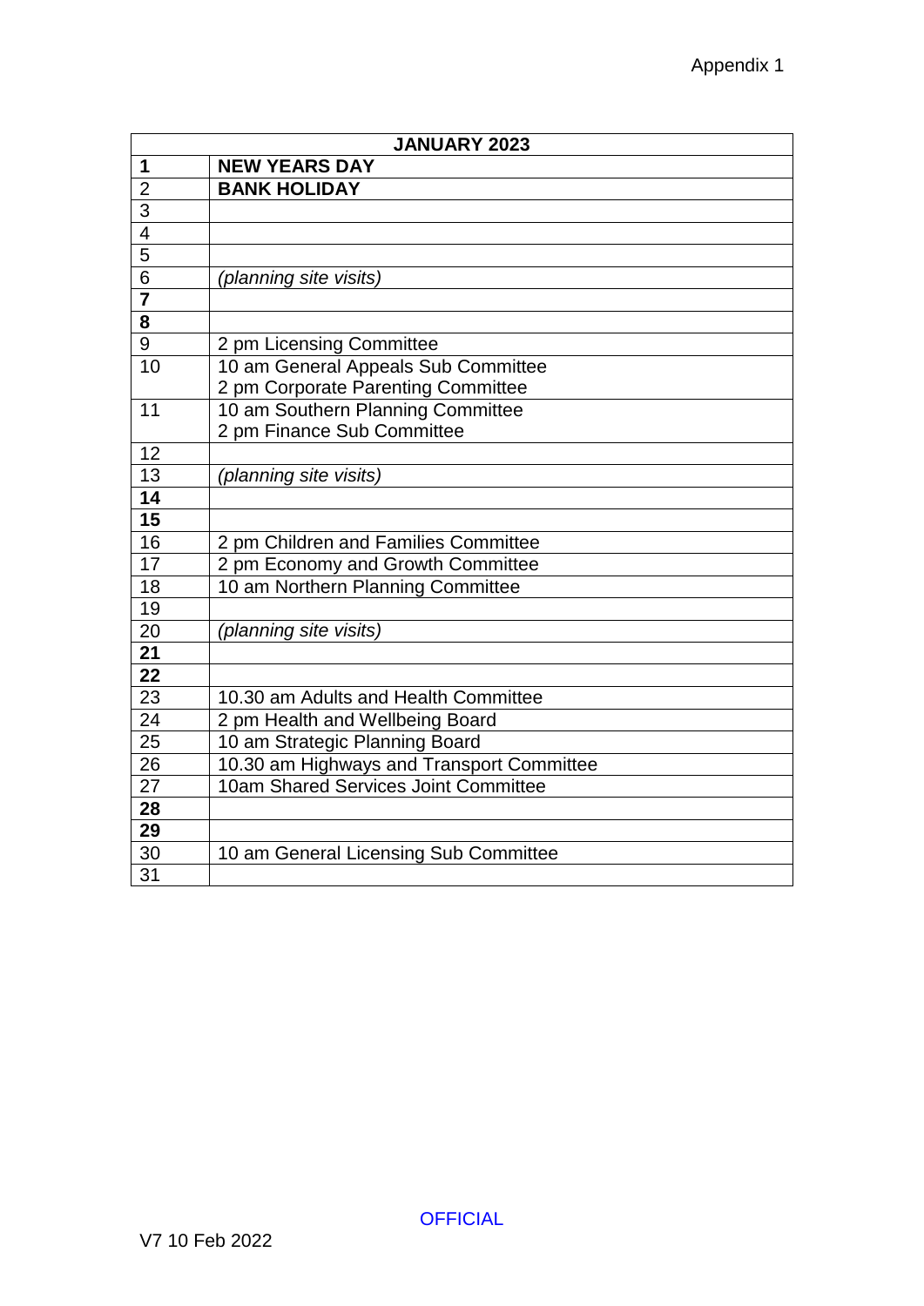Appendix 1

| JANUARY 2023 | |
|---|---|
| **1** | **NEW YEARS DAY** |
| 2 | **BANK HOLIDAY** |
| 3 | |
| 4 | |
| 5 | |
| 6 | *(planning site visits)* |
| **7** | |
| **8** | |
| 9 | 2 pm Licensing Committee |
| 10 | 10 am General Appeals Sub Committee<br>2 pm Corporate Parenting Committee |
| 11 | 10 am Southern Planning Committee<br>2 pm Finance Sub Committee |
| 12 | |
| 13 | *(planning site visits)* |
| **14** | |
| **15** | |
| 16 | 2 pm Children and Families Committee |
| 17 | 2 pm Economy and Growth Committee |
| 18 | 10 am Northern Planning Committee |
| 19 | |
| 20 | *(planning site visits)* |
| **21** | |
| **22** | |
| 23 | 10.30 am Adults and Health Committee |
| 24 | 2 pm Health and Wellbeing Board |
| 25 | 10 am Strategic Planning Board |
| 26 | 10.30 am Highways and Transport Committee |
| 27 | 10am Shared Services Joint Committee |
| **28** | |
| **29** | |
| 30 | 10 am General Licensing Sub Committee |
| 31 | |

OFFICIAL

V7 10 Feb 2022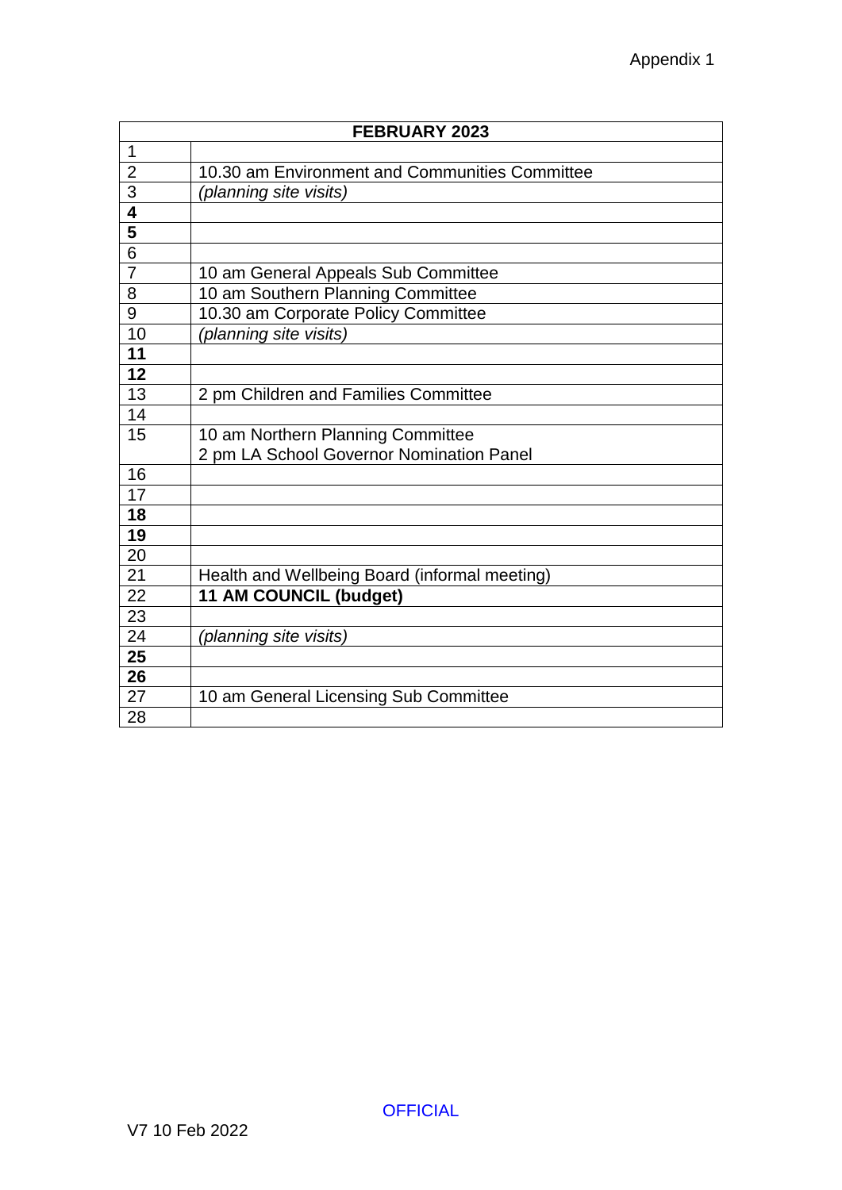Appendix 1

| FEBRUARY 2023 | |
|---|---|
| 1 | |
| 2 | 10.30 am Environment and Communities Committee |
| 3 | *(planning site visits)* |
| **4** | |
| **5** | |
| 6 | |
| 7 | 10 am General Appeals Sub Committee |
| 8 | 10 am Southern Planning Committee |
| 9 | 10.30 am Corporate Policy Committee |
| 10 | *(planning site visits)* |
| **11** | |
| **12** | |
| 13 | 2 pm Children and Families Committee |
| 14 | |
| 15 | 10 am Northern Planning Committee<br>2 pm LA School Governor Nomination Panel |
| 16 | |
| 17 | |
| **18** | |
| **19** | |
| 20 | |
| 21 | Health and Wellbeing Board (informal meeting) |
| 22 | **11 AM COUNCIL (budget)** |
| 23 | |
| 24 | *(planning site visits)* |
| **25** | |
| **26** | |
| 27 | 10 am General Licensing Sub Committee |
| 28 | |

OFFICIAL

V7 10 Feb 2022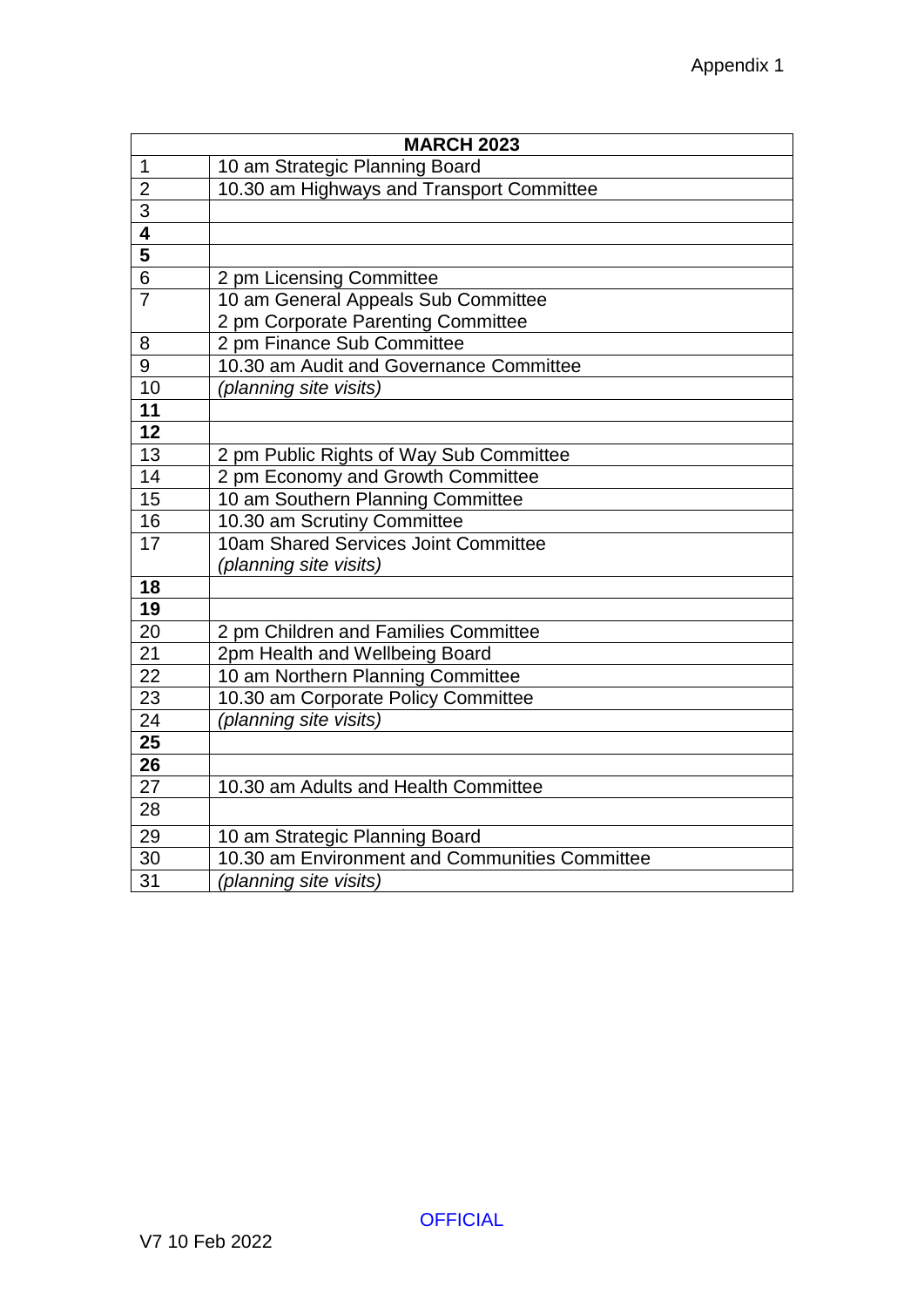Appendix 1

| MARCH 2023 | |
|---|---|
| 1 | 10 am Strategic Planning Board |
| 2 | 10.30 am Highways and Transport Committee |
| 3 | |
| **4** | |
| **5** | |
| 6 | 2 pm Licensing Committee |
| 7 | 10 am General Appeals Sub Committee<br>2 pm Corporate Parenting Committee |
| 8 | 2 pm Finance Sub Committee |
| 9 | 10.30 am Audit and Governance Committee |
| 10 | *(planning site visits)* |
| **11** | |
| **12** | |
| 13 | 2 pm Public Rights of Way Sub Committee |
| 14 | 2 pm Economy and Growth Committee |
| 15 | 10 am Southern Planning Committee |
| 16 | 10.30 am Scrutiny Committee |
| 17 | 10am Shared Services Joint Committee<br>*(planning site visits)* |
| **18** | |
| **19** | |
| 20 | 2 pm Children and Families Committee |
| 21 | 2pm Health and Wellbeing Board |
| 22 | 10 am Northern Planning Committee |
| 23 | 10.30 am Corporate Policy Committee |
| 24 | *(planning site visits)* |
| **25** | |
| **26** | |
| 27 | 10.30 am Adults and Health Committee |
| 28 | |
| 29 | 10 am Strategic Planning Board |
| 30 | 10.30 am Environment and Communities Committee |
| 31 | *(planning site visits)* |

OFFICIAL

V7 10 Feb 2022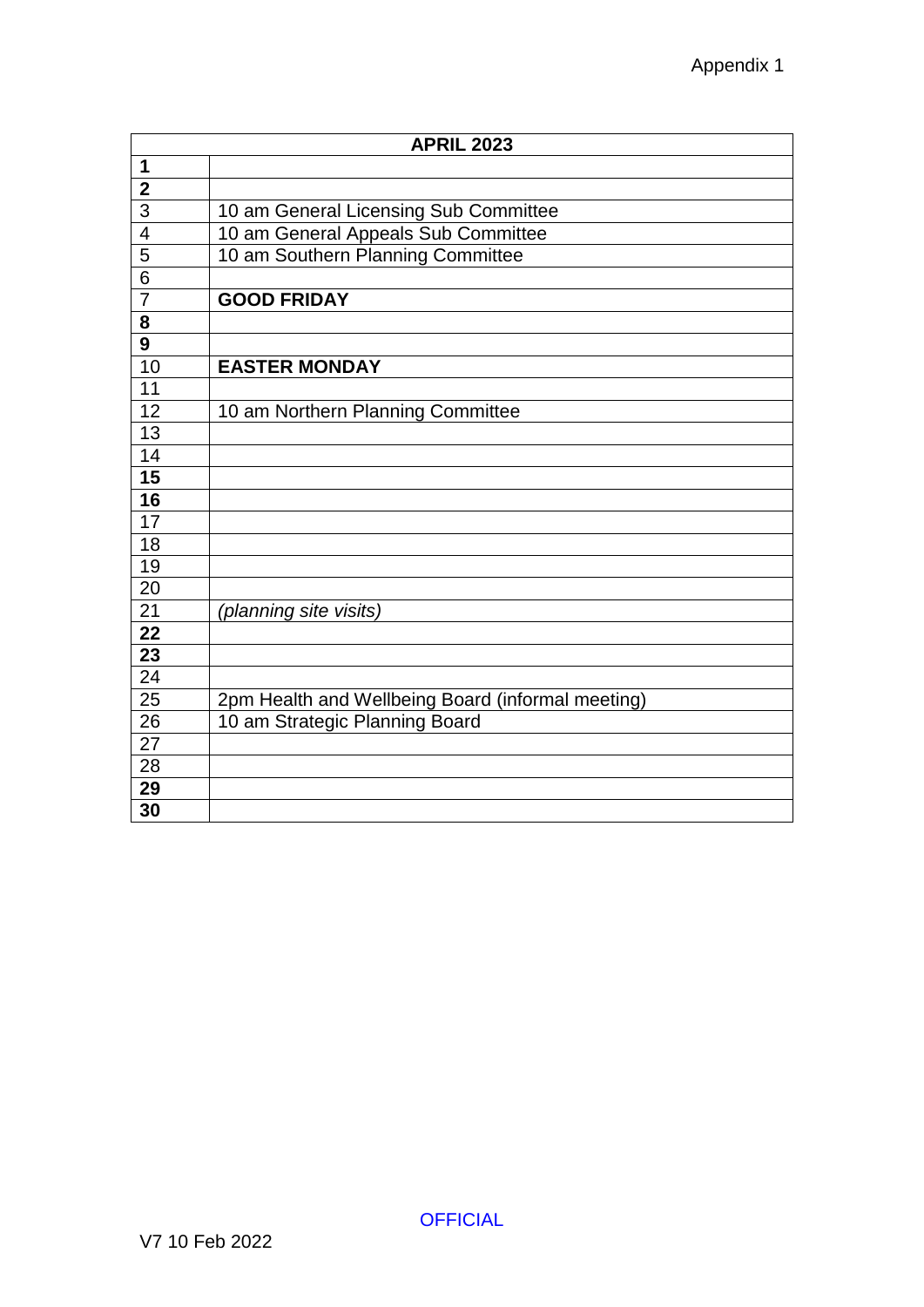Appendix 1

| APRIL 2023 | |
|---|---|
| **1** | |
| **2** | |
| 3 | 10 am General Licensing Sub Committee |
| 4 | 10 am General Appeals Sub Committee |
| 5 | 10 am Southern Planning Committee |
| 6 | |
| 7 | **GOOD FRIDAY** |
| **8** | |
| **9** | |
| 10 | **EASTER MONDAY** |
| 11 | |
| 12 | 10 am Northern Planning Committee |
| 13 | |
| 14 | |
| **15** | |
| **16** | |
| 17 | |
| 18 | |
| 19 | |
| 20 | |
| 21 | *(planning site visits)* |
| **22** | |
| **23** | |
| 24 | |
| 25 | 2pm Health and Wellbeing Board (informal meeting) |
| 26 | 10 am Strategic Planning Board |
| 27 | |
| 28 | |
| **29** | |
| **30** | |

OFFICIAL

V7 10 Feb 2022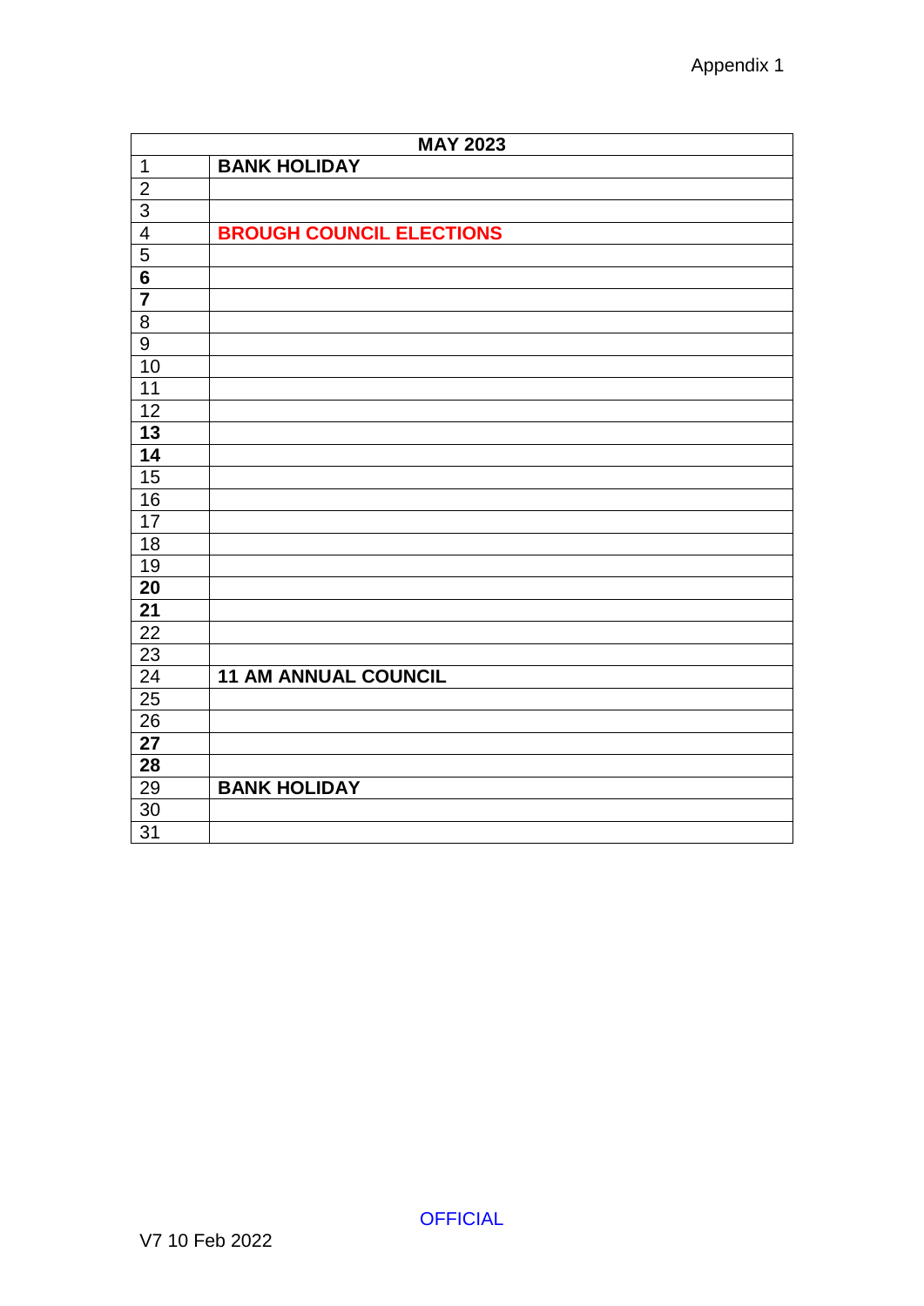Appendix 1

| MAY 2023 | |
|---|---|
| 1 | **BANK HOLIDAY** |
| 2 | |
| 3 | |
| 4 | **BROUGH COUNCIL ELECTIONS** |
| 5 | |
| **6** | |
| **7** | |
| 8 | |
| 9 | |
| 10 | |
| 11 | |
| 12 | |
| **13** | |
| **14** | |
| 15 | |
| 16 | |
| 17 | |
| 18 | |
| 19 | |
| **20** | |
| **21** | |
| 22 | |
| 23 | |
| 24 | **11 AM ANNUAL COUNCIL** |
| 25 | |
| 26 | |
| **27** | |
| **28** | |
| 29 | **BANK HOLIDAY** |
| 30 | |
| 31 | |

OFFICIAL

V7 10 Feb 2022